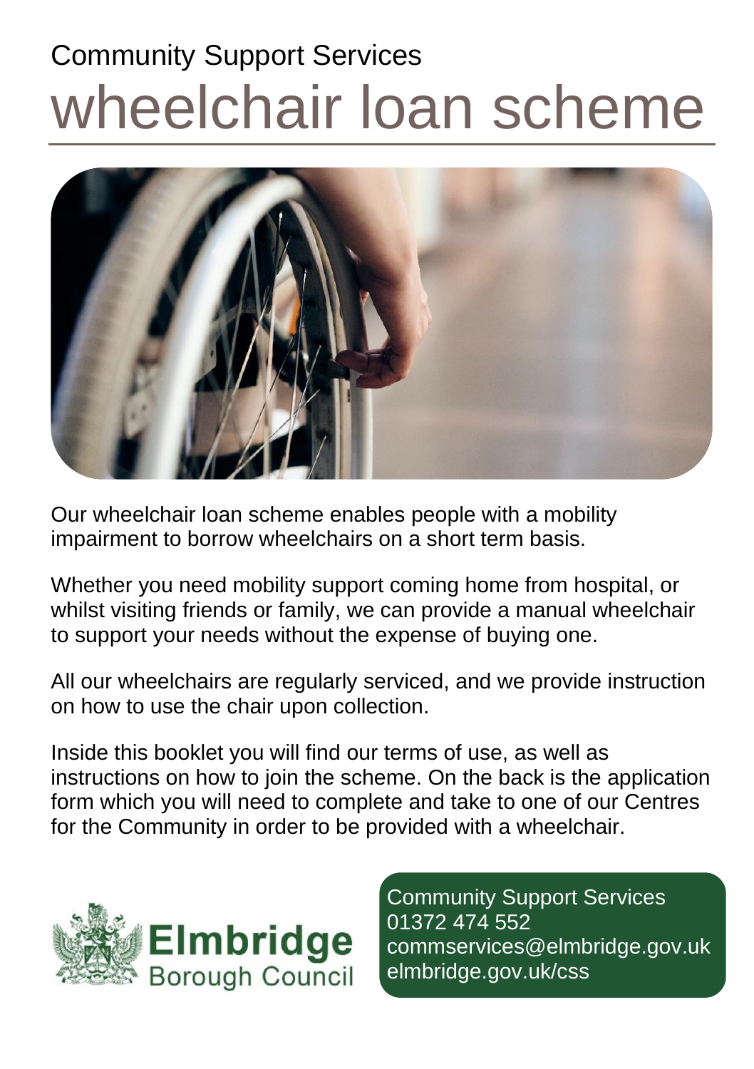Community Support Services

# wheelchair loan scheme

Our wheelchair loan scheme enables people with a mobility impairment to borrow wheelchairs on a short term basis.

Whether you need mobility support coming home from hospital, or whilst visiting friends or family, we can provide a manual wheelchair to support your needs without the expense of buying one.

All our wheelchairs are regularly serviced, and we provide instruction on how to use the chair upon collection.

Inside this booklet you will find our terms of use, as well as instructions on how to join the scheme. On the back is the application form which you will need to complete and take to one of our Centres for the Community in order to be provided with a wheelchair.

Elmbridge Borough Council

Community Support Services
01372 474 552
commservices@elmbridge.gov.uk
elmbridge.gov.uk/css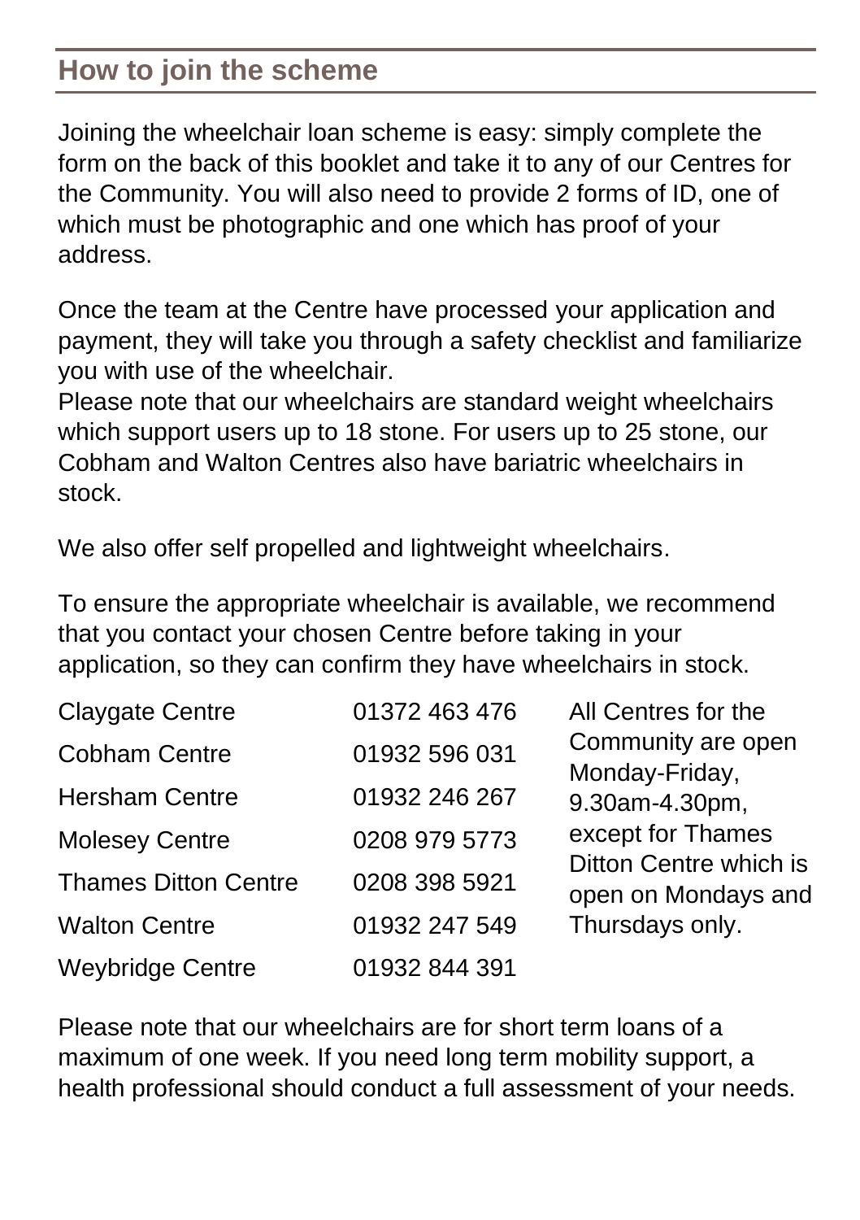## How to join the scheme

Joining the wheelchair loan scheme is easy: simply complete the form on the back of this booklet and take it to any of our Centres for the Community. You will also need to provide 2 forms of ID, one of which must be photographic and one which has proof of your address.

Once the team at the Centre have processed your application and payment, they will take you through a safety checklist and familiarize you with use of the wheelchair.
Please note that our wheelchairs are standard weight wheelchairs which support users up to 18 stone. For users up to 25 stone, our Cobham and Walton Centres also have bariatric wheelchairs in stock.

We also offer self propelled and lightweight wheelchairs.

To ensure the appropriate wheelchair is available, we recommend that you contact your chosen Centre before taking in your application, so they can confirm they have wheelchairs in stock.

| | |
|---|---|
| Claygate Centre | 01372 463 476 |
| Cobham Centre | 01932 596 031 |
| Hersham Centre | 01932 246 267 |
| Molesey Centre | 0208 979 5773 |
| Thames Ditton Centre | 0208 398 5921 |
| Walton Centre | 01932 247 549 |
| Weybridge Centre | 01932 844 391 |

All Centres for the Community are open Monday-Friday, 9.30am-4.30pm, except for Thames Ditton Centre which is open on Mondays and Thursdays only.

Please note that our wheelchairs are for short term loans of a maximum of one week. If you need long term mobility support, a health professional should conduct a full assessment of your needs.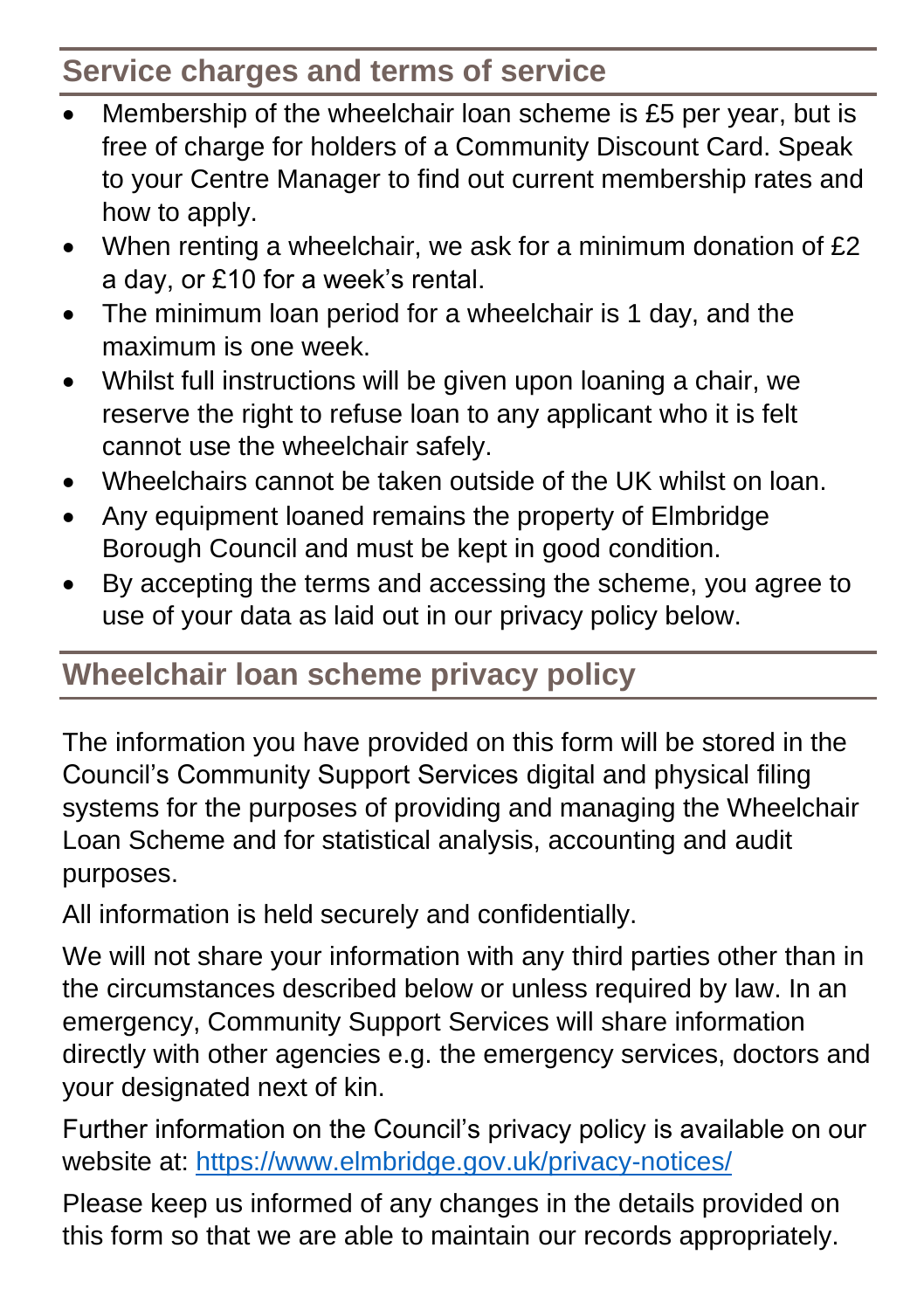## Service charges and terms of service

- Membership of the wheelchair loan scheme is £5 per year, but is free of charge for holders of a Community Discount Card. Speak to your Centre Manager to find out current membership rates and how to apply.
- When renting a wheelchair, we ask for a minimum donation of £2 a day, or £10 for a week's rental.
- The minimum loan period for a wheelchair is 1 day, and the maximum is one week.
- Whilst full instructions will be given upon loaning a chair, we reserve the right to refuse loan to any applicant who it is felt cannot use the wheelchair safely.
- Wheelchairs cannot be taken outside of the UK whilst on loan.
- Any equipment loaned remains the property of Elmbridge Borough Council and must be kept in good condition.
- By accepting the terms and accessing the scheme, you agree to use of your data as laid out in our privacy policy below.

## Wheelchair loan scheme privacy policy

The information you have provided on this form will be stored in the Council's Community Support Services digital and physical filing systems for the purposes of providing and managing the Wheelchair Loan Scheme and for statistical analysis, accounting and audit purposes.

All information is held securely and confidentially.

We will not share your information with any third parties other than in the circumstances described below or unless required by law. In an emergency, Community Support Services will share information directly with other agencies e.g. the emergency services, doctors and your designated next of kin.

Further information on the Council's privacy policy is available on our website at: [https://www.elmbridge.gov.uk/privacy-notices/](https://www.elmbridge.gov.uk/privacy-notices/)

Please keep us informed of any changes in the details provided on this form so that we are able to maintain our records appropriately.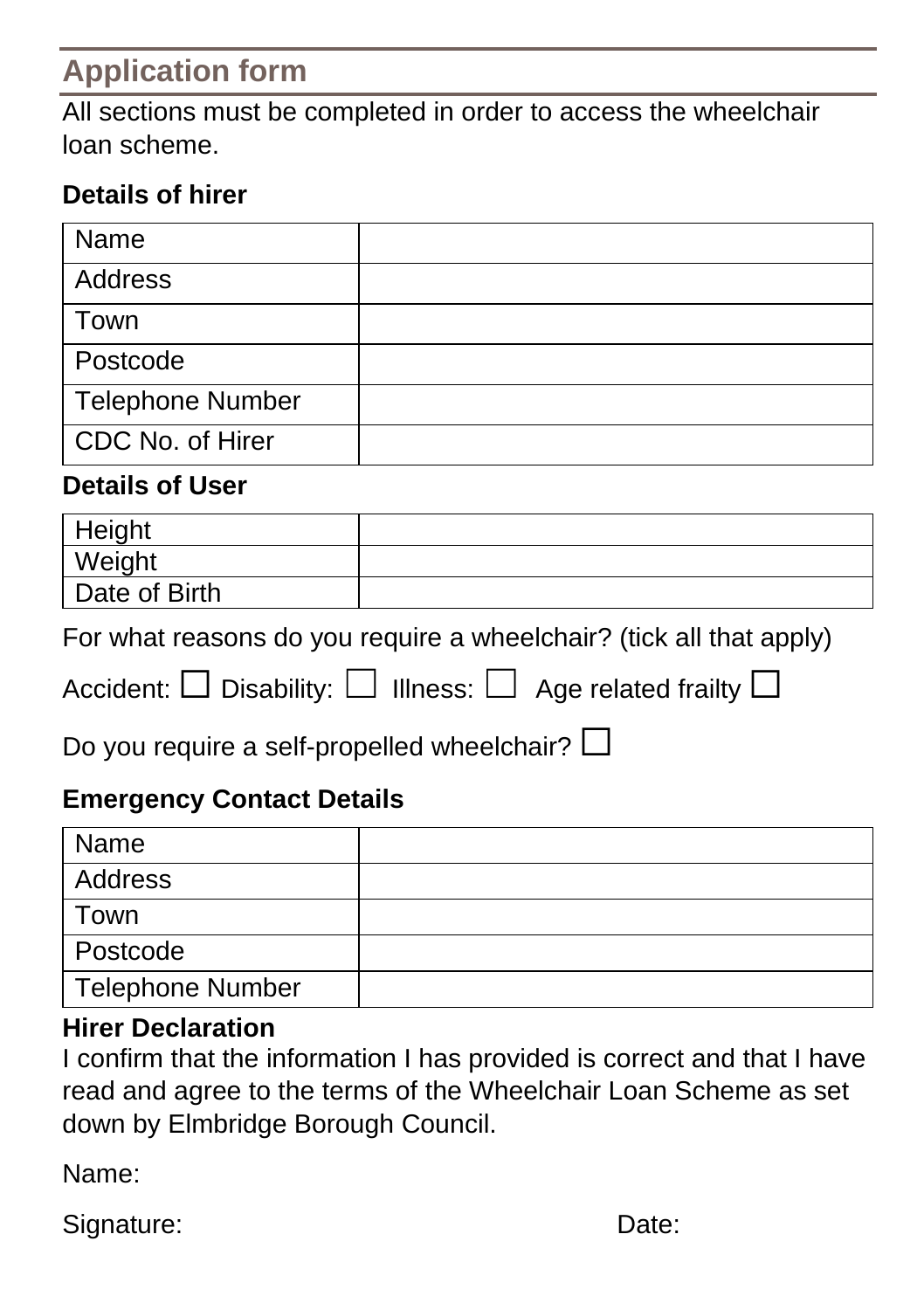## Application form

All sections must be completed in order to access the wheelchair loan scheme.

**Details of hirer**

| | |
|---|---|
| Name | |
| Address | |
| Town | |
| Postcode | |
| Telephone Number | |
| CDC No. of Hirer | |

**Details of User**

| | |
|---|---|
| Height | |
| Weight | |
| Date of Birth | |

For what reasons do you require a wheelchair? (tick all that apply)

Accident: ☐ Disability: ☐ Illness: ☐ Age related frailty ☐

Do you require a self-propelled wheelchair? ☐

**Emergency Contact Details**

| | |
|---|---|
| Name | |
| Address | |
| Town | |
| Postcode | |
| Telephone Number | |

**Hirer Declaration**

I confirm that the information I has provided is correct and that I have read and agree to the terms of the Wheelchair Loan Scheme as set down by Elmbridge Borough Council.

Name:

Signature: Date: